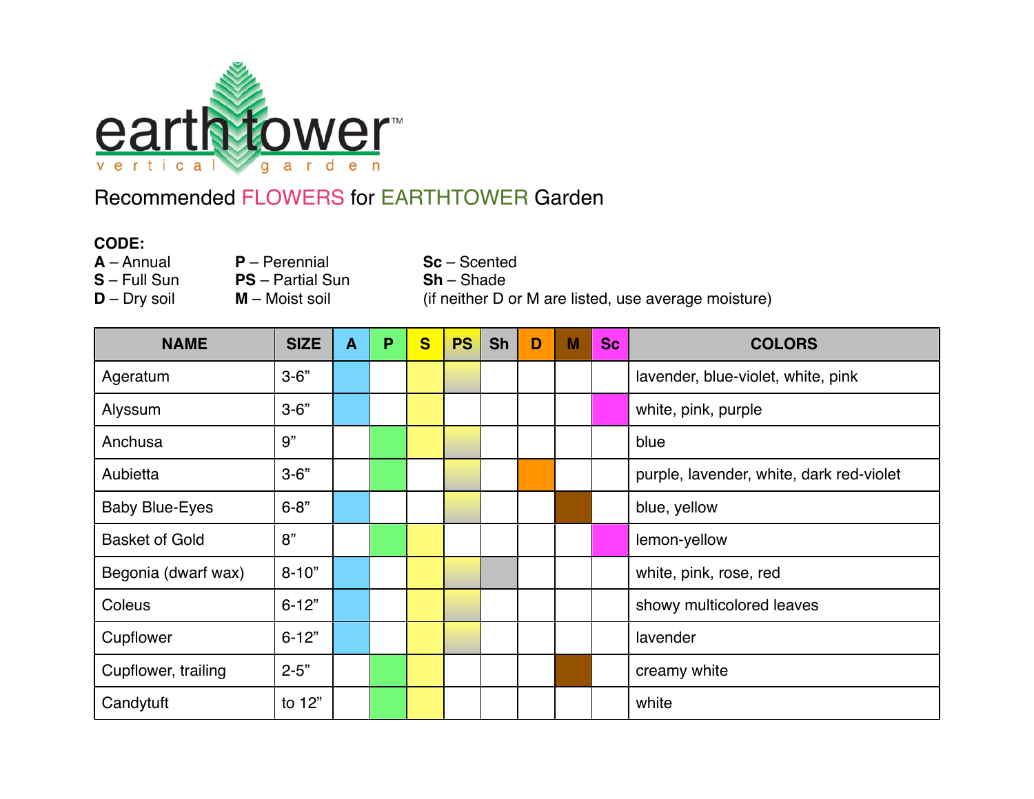earthtower™
vertical garden

Recommended FLOWERS for EARTHTOWER Garden

**CODE:**

**A** – Annual
**S** – Full Sun
**D** – Dry soil

**P** – Perennial
**PS** – Partial Sun
**M** – Moist soil

**Sc** – Scented
**Sh** – Shade
(if neither D or M are listed, use average moisture)

| NAME | SIZE | A | P | S | PS | Sh | D | M | Sc | COLORS |
|---|---|---|---|---|---|---|---|---|---|---|
| Ageratum | 3-6" | ■ | | ■ | ■ | | | | | lavender, blue-violet, white, pink |
| Alyssum | 3-6" | ■ | | ■ | | | | | ■ | white, pink, purple |
| Anchusa | 9" | | ■ | ■ | ■ | | | | | blue |
| Aubietta | 3-6" | | ■ | | ■ | | ■ | | | purple, lavender, white, dark red-violet |
| Baby Blue-Eyes | 6-8" | ■ | | | ■ | | | ■ | | blue, yellow |
| Basket of Gold | 8" | | ■ | ■ | | | | | ■ | lemon-yellow |
| Begonia (dwarf wax) | 8-10" | ■ | | ■ | ■ | ■ | | | | white, pink, rose, red |
| Coleus | 6-12" | ■ | | ■ | ■ | | | | | showy multicolored leaves |
| Cupflower | 6-12" | ■ | | ■ | ■ | | | | | lavender |
| Cupflower, trailing | 2-5" | | ■ | ■ | | | | ■ | | creamy white |
| Candytuft | to 12" | | ■ | ■ | | | | | | white |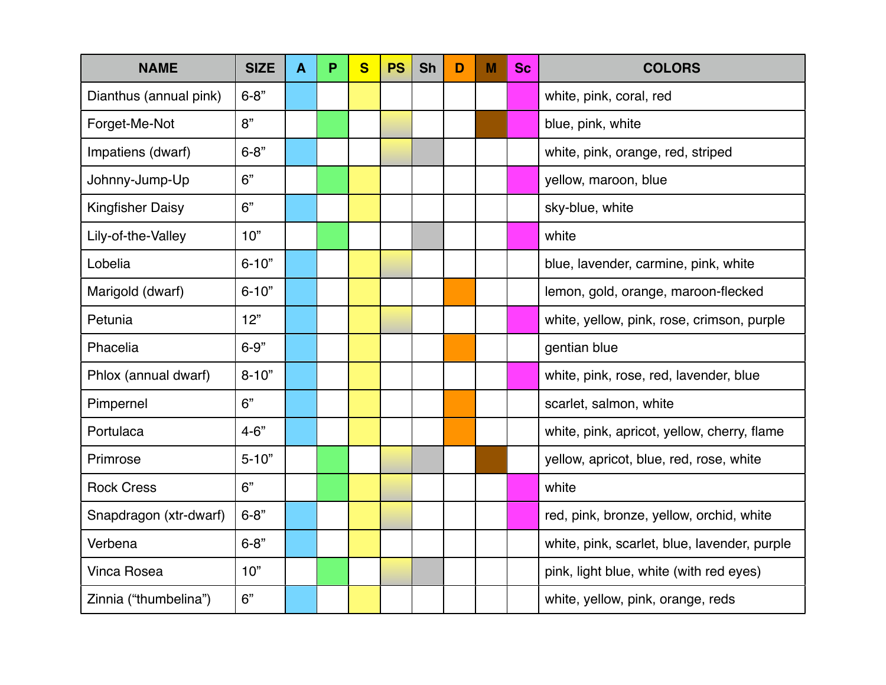| NAME | SIZE | A | P | S | PS | Sh | D | M | Sc | COLORS |
|---|---|---|---|---|---|---|---|---|---|---|
| Dianthus (annual pink) | 6-8” | ✓ | | ✓ | | | | | ✓ | white, pink, coral, red |
| Forget-Me-Not | 8” | | ✓ | | ✓ | | | ✓ | ✓ | blue, pink, white |
| Impatiens (dwarf) | 6-8” | ✓ | | | ✓ | ✓ | | | | white, pink, orange, red, striped |
| Johnny-Jump-Up | 6” | | ✓ | ✓ | | | | | ✓ | yellow, maroon, blue |
| Kingfisher Daisy | 6” | ✓ | | ✓ | | | | | | sky-blue, white |
| Lily-of-the-Valley | 10” | | ✓ | | | ✓ | | | ✓ | white |
| Lobelia | 6-10” | ✓ | | ✓ | ✓ | | | | | blue, lavender, carmine, pink, white |
| Marigold (dwarf) | 6-10” | ✓ | | ✓ | | | ✓ | | | lemon, gold, orange, maroon-flecked |
| Petunia | 12” | ✓ | | ✓ | ✓ | | | | ✓ | white, yellow, pink, rose, crimson, purple |
| Phacelia | 6-9” | ✓ | | ✓ | | | ✓ | | | gentian blue |
| Phlox (annual dwarf) | 8-10” | ✓ | | ✓ | | | | | ✓ | white, pink, rose, red, lavender, blue |
| Pimpernel | 6” | ✓ | | ✓ | | | ✓ | | | scarlet, salmon, white |
| Portulaca | 4-6” | ✓ | | ✓ | | | ✓ | | | white, pink, apricot, yellow, cherry, flame |
| Primrose | 5-10” | | ✓ | | ✓ | ✓ | | ✓ | | yellow, apricot, blue, red, rose, white |
| Rock Cress | 6” | | ✓ | ✓ | ✓ | | | | ✓ | white |
| Snapdragon (xtr-dwarf) | 6-8” | ✓ | | ✓ | ✓ | | | | ✓ | red, pink, bronze, yellow, orchid, white |
| Verbena | 6-8” | ✓ | | ✓ | | | | | | white, pink, scarlet, blue, lavender, purple |
| Vinca Rosea | 10” | | ✓ | | ✓ | ✓ | | | | pink, light blue, white (with red eyes) |
| Zinnia (“thumbelina”) | 6” | ✓ | | ✓ | | | | | | white, yellow, pink, orange, reds |